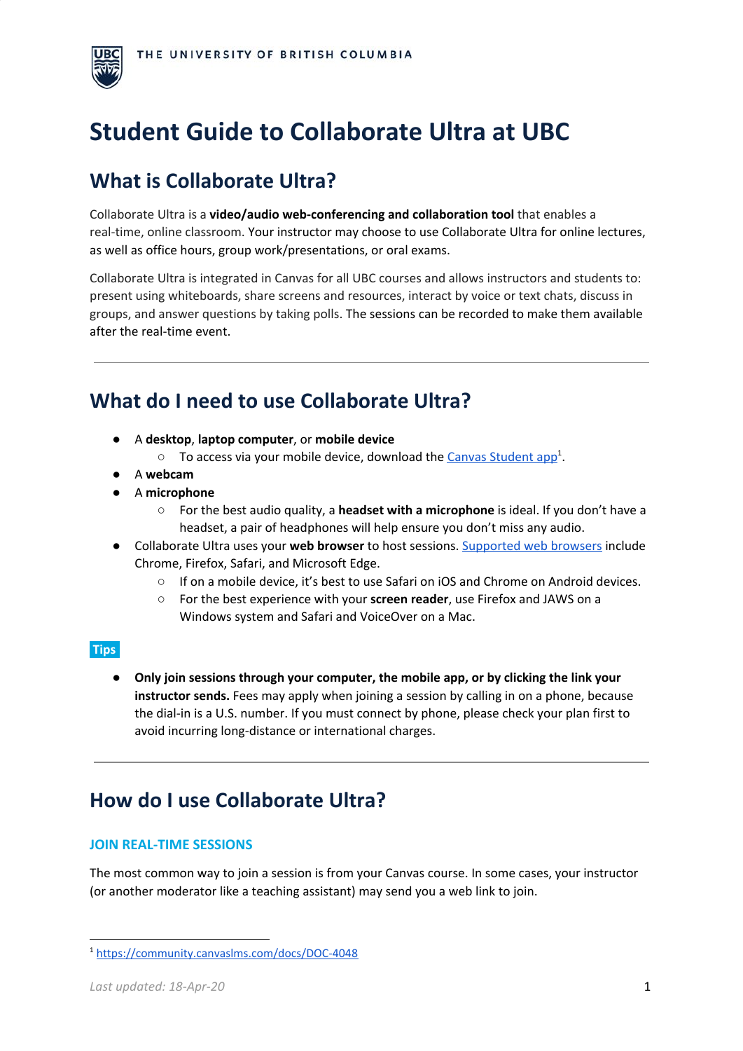# Student Guide to Collaborate Ultra at UBC

## What is Collaborate Ultra?

Collaborate Ultra is a **video/audio web-conferencing and collaboration tool** that enables a real-time, online classroom. Your instructor may choose to use Collaborate Ultra for online lectures, as well as office hours, group work/presentations, or oral exams.

Collaborate Ultra is integrated in Canvas for all UBC courses and allows instructors and students to: present using whiteboards, share screens and resources, interact by voice or text chats, discuss in groups, and answer questions by taking polls. The sessions can be recorded to make them available after the real-time event.

---

## What do I need to use Collaborate Ultra?

- A **desktop**, **laptop computer**, or **mobile device**
  - To access via your mobile device, download the Canvas Student app[1].
- A **webcam**
- A **microphone**
  - For the best audio quality, a **headset with a microphone** is ideal. If you don't have a headset, a pair of headphones will help ensure you don't miss any audio.
- Collaborate Ultra uses your **web browser** to host sessions. Supported web browsers include Chrome, Firefox, Safari, and Microsoft Edge.
  - If on a mobile device, it's best to use Safari on iOS and Chrome on Android devices.
  - For the best experience with your **screen reader**, use Firefox and JAWS on a Windows system and Safari and VoiceOver on a Mac.

**Tips**

- **Only join sessions through your computer, the mobile app, or by clicking the link your instructor sends.** Fees may apply when joining a session by calling in on a phone, because the dial-in is a U.S. number. If you must connect by phone, please check your plan first to avoid incurring long-distance or international charges.

---

## How do I use Collaborate Ultra?

### JOIN REAL-TIME SESSIONS

The most common way to join a session is from your Canvas course. In some cases, your instructor (or another moderator like a teaching assistant) may send you a web link to join.

[1] https://community.canvaslms.com/docs/DOC-4048

*Last updated: 18-Apr-20*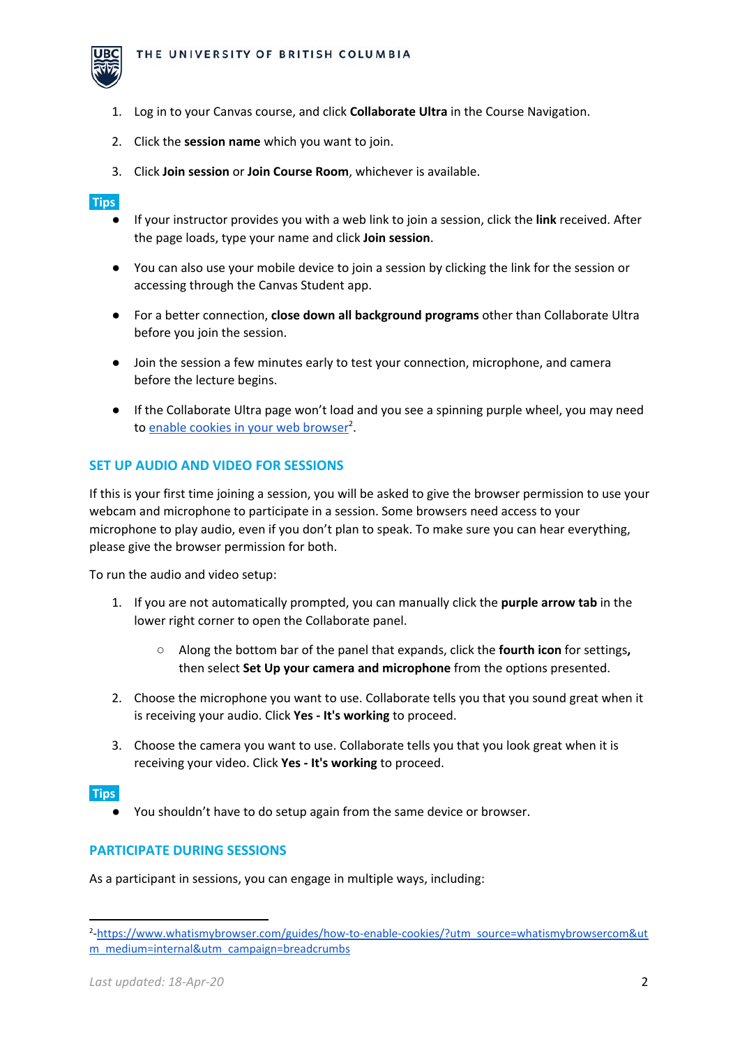1. Log in to your Canvas course, and click **Collaborate Ultra** in the Course Navigation.
2. Click the **session name** which you want to join.
3. Click **Join session** or **Join Course Room**, whichever is available.

**Tips**

- If your instructor provides you with a web link to join a session, click the **link** received. After the page loads, type your name and click **Join session**.
- You can also use your mobile device to join a session by clicking the link for the session or accessing through the Canvas Student app.
- For a better connection, **close down all background programs** other than Collaborate Ultra before you join the session.
- Join the session a few minutes early to test your connection, microphone, and camera before the lecture begins.
- If the Collaborate Ultra page won't load and you see a spinning purple wheel, you may need to [enable cookies in your web browser](https://www.whatismybrowser.com/guides/how-to-enable-cookies/?utm_source=whatismybrowsercom&utm_medium=internal&utm_campaign=breadcrumbs)[2].

## SET UP AUDIO AND VIDEO FOR SESSIONS

If this is your first time joining a session, you will be asked to give the browser permission to use your webcam and microphone to participate in a session. Some browsers need access to your microphone to play audio, even if you don't plan to speak. To make sure you can hear everything, please give the browser permission for both.

To run the audio and video setup:

1. If you are not automatically prompted, you can manually click the **purple arrow tab** in the lower right corner to open the Collaborate panel.
   - Along the bottom bar of the panel that expands, click the **fourth icon** for settings**,** then select **Set Up your camera and microphone** from the options presented.
2. Choose the microphone you want to use. Collaborate tells you that you sound great when it is receiving your audio. Click **Yes - It's working** to proceed.
3. Choose the camera you want to use. Collaborate tells you that you look great when it is receiving your video. Click **Yes - It's working** to proceed.

**Tips**

- You shouldn't have to do setup again from the same device or browser.

## PARTICIPATE DURING SESSIONS

As a participant in sessions, you can engage in multiple ways, including:

---

[2] [https://www.whatismybrowser.com/guides/how-to-enable-cookies/?utm_source=whatismybrowsercom&utm_medium=internal&utm_campaign=breadcrumbs](https://www.whatismybrowser.com/guides/how-to-enable-cookies/?utm_source=whatismybrowsercom&utm_medium=internal&utm_campaign=breadcrumbs)

*Last updated: 18-Apr-20*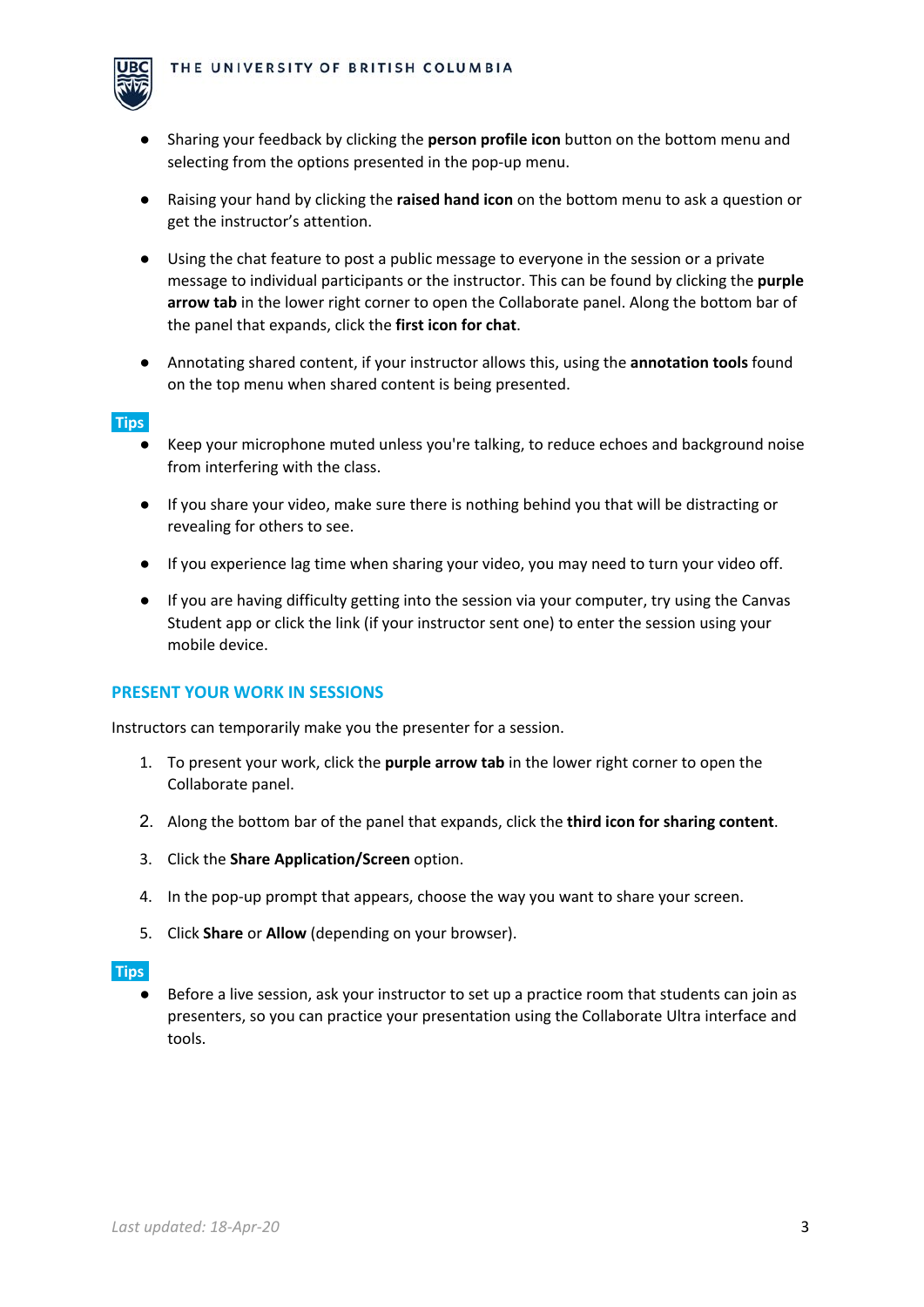- Sharing your feedback by clicking the **person profile icon** button on the bottom menu and selecting from the options presented in the pop-up menu.
- Raising your hand by clicking the **raised hand icon** on the bottom menu to ask a question or get the instructor's attention.
- Using the chat feature to post a public message to everyone in the session or a private message to individual participants or the instructor. This can be found by clicking the **purple arrow tab** in the lower right corner to open the Collaborate panel. Along the bottom bar of the panel that expands, click the **first icon for chat**.
- Annotating shared content, if your instructor allows this, using the **annotation tools** found on the top menu when shared content is being presented.

**Tips**

- Keep your microphone muted unless you're talking, to reduce echoes and background noise from interfering with the class.
- If you share your video, make sure there is nothing behind you that will be distracting or revealing for others to see.
- If you experience lag time when sharing your video, you may need to turn your video off.
- If you are having difficulty getting into the session via your computer, try using the Canvas Student app or click the link (if your instructor sent one) to enter the session using your mobile device.

## PRESENT YOUR WORK IN SESSIONS

Instructors can temporarily make you the presenter for a session.

1. To present your work, click the **purple arrow tab** in the lower right corner to open the Collaborate panel.
2. Along the bottom bar of the panel that expands, click the **third icon for sharing content**.
3. Click the **Share Application/Screen** option.
4. In the pop-up prompt that appears, choose the way you want to share your screen.
5. Click **Share** or **Allow** (depending on your browser).

**Tips**

- Before a live session, ask your instructor to set up a practice room that students can join as presenters, so you can practice your presentation using the Collaborate Ultra interface and tools.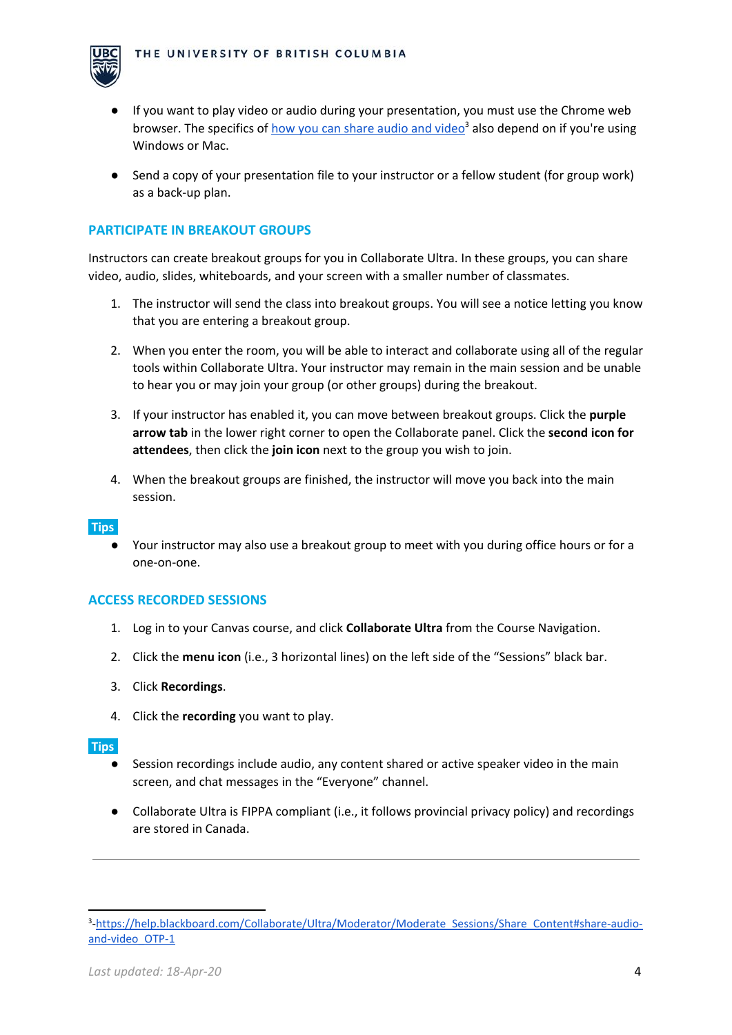- If you want to play video or audio during your presentation, you must use the Chrome web browser. The specifics of [how you can share audio and video](https://help.blackboard.com/Collaborate/Ultra/Moderator/Moderate_Sessions/Share_Content#share-audio-and-video_OTP-1)[3] also depend on if you're using Windows or Mac.
- Send a copy of your presentation file to your instructor or a fellow student (for group work) as a back-up plan.

## PARTICIPATE IN BREAKOUT GROUPS

Instructors can create breakout groups for you in Collaborate Ultra. In these groups, you can share video, audio, slides, whiteboards, and your screen with a smaller number of classmates.

1. The instructor will send the class into breakout groups. You will see a notice letting you know that you are entering a breakout group.
2. When you enter the room, you will be able to interact and collaborate using all of the regular tools within Collaborate Ultra. Your instructor may remain in the main session and be unable to hear you or may join your group (or other groups) during the breakout.
3. If your instructor has enabled it, you can move between breakout groups. Click the **purple arrow tab** in the lower right corner to open the Collaborate panel. Click the **second icon for attendees**, then click the **join icon** next to the group you wish to join.
4. When the breakout groups are finished, the instructor will move you back into the main session.

**Tips**

- Your instructor may also use a breakout group to meet with you during office hours or for a one-on-one.

## ACCESS RECORDED SESSIONS

1. Log in to your Canvas course, and click **Collaborate Ultra** from the Course Navigation.
2. Click the **menu icon** (i.e., 3 horizontal lines) on the left side of the "Sessions" black bar.
3. Click **Recordings**.
4. Click the **recording** you want to play.

**Tips**

- Session recordings include audio, any content shared or active speaker video in the main screen, and chat messages in the "Everyone" channel.
- Collaborate Ultra is FIPPA compliant (i.e., it follows provincial privacy policy) and recordings are stored in Canada.

---

[3] https://help.blackboard.com/Collaborate/Ultra/Moderator/Moderate_Sessions/Share_Content#share-audio-and-video_OTP-1

*Last updated: 18-Apr-20*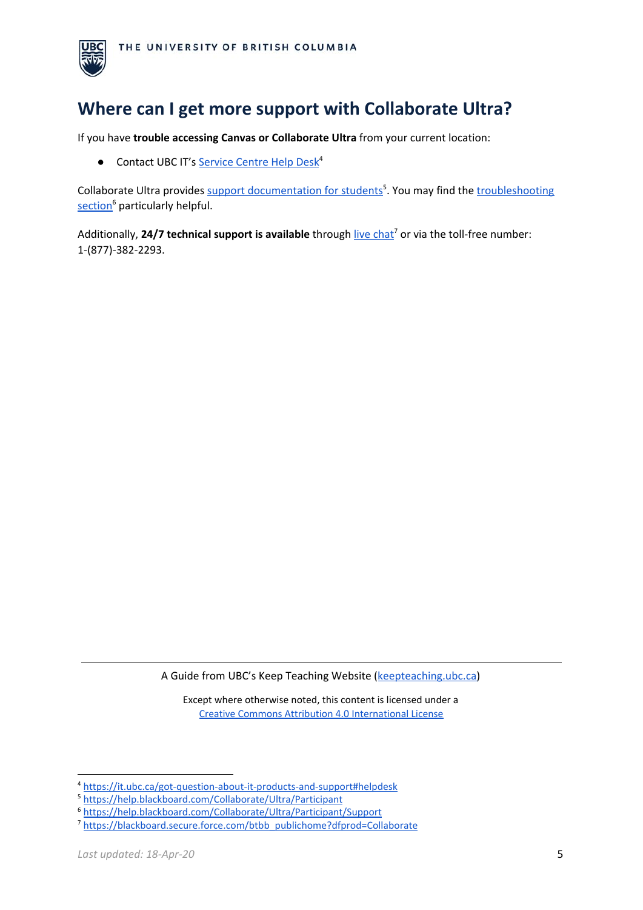## Where can I get more support with Collaborate Ultra?

If you have **trouble accessing Canvas or Collaborate Ultra** from your current location:

- Contact UBC IT's Service Centre Help Desk[4]

Collaborate Ultra provides support documentation for students[5]. You may find the troubleshooting section[6] particularly helpful.

Additionally, **24/7 technical support is available** through live chat[7] or via the toll-free number: 1-(877)-382-2293.

---

A Guide from UBC's Keep Teaching Website (keepteaching.ubc.ca)

Except where otherwise noted, this content is licensed under a Creative Commons Attribution 4.0 International License

---

[4] https://it.ubc.ca/got-question-about-it-products-and-support#helpdesk
[5] https://help.blackboard.com/Collaborate/Ultra/Participant
[6] https://help.blackboard.com/Collaborate/Ultra/Participant/Support
[7] https://blackboard.secure.force.com/btbb_publichome?dfprod=Collaborate

*Last updated: 18-Apr-20*